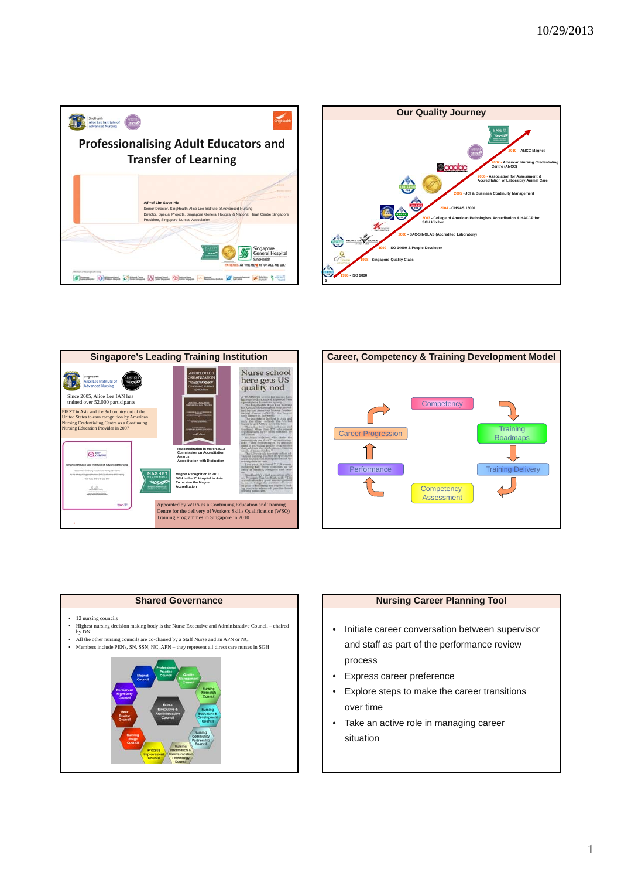# Professionalising Adult Educators and Transfer of Learning

A/Prof Lim Swee Hia
Senior Director, SingHealth Alice Lee Institute of Advanced Nursing
Director, Special Projects, Singapore General Hospital & National Heart Centre Singapore
President, Singapore Nurses Association

## Our Quality Journey

- 1996 - ISO 9000
- 1998 - Singapore Quality Class
- 1999 - ISO 14000 & People Developer
- 2000 - SAC-SINGLAS (Accredited Laboratory)
- 2003 - College of American Pathologists Accreditation & HACCP for SGH Kitchen
- 2004 - OHSAS 18001
- 2005 - JCI & Business Continuity Management
- 2006 - Association for Assessment & Accreditation of Laboratory Animal Care
- 2007 - American Nursing Credentialing Centre (ANCC)
- 2010 – ANCC Magnet

## Singapore's Leading Training Institution

Since 2005, Alice Lee IAN has trained over 52,000 participants

FIRST in Asia and the 3rd country out of the United States to earn recognition by American Nursing Credentialing Centre as a Continuing Nursing Education Provider in 2007

Reaccreditation in March 2013
Commission on Accreditation Awards
Accreditation with Distinction

Magnet Recognition in 2010
SGH is the 1st Hospital in Asia To receive the Magnet Accreditation

Nurse school here gets US quality nod

Appointed by WDA as a Continuing Education and Training Centre for the delivery of Workers Skills Qualification (WSQ) Training Programmes in Singapore in 2010

## Career, Competency & Training Development Model

Competency → Training Roadmaps → Training Delivery → Competency Assessment → Performance → Career Progression → Competency

## Shared Governance

- 12 nursing councils
- Highest nursing decision making body is the Nurse Executive and Administrative Council – chaired by DN
- All the other nursing councils are co-chaired by a Staff Nurse and an APN or NC.
- Members include PENs, SN, SSN, NC, APN – they represent all direct care nurses in SGH

Nurse Executive & Administrative Council; Professional Practice Council; Quality Management Council; Nursing Research Council; Nursing Education & Development Council; Nursing Community Partnership Council; Nursing Information & Communication Technology Council; Process Improvement Council; Nursing Image Council; Peer Review Council; Permanent Night Duty Council; Magnet Council

## Nursing Career Planning Tool

- Initiate career conversation between supervisor and staff as part of the performance review process
- Express career preference
- Explore steps to make the career transitions over time
- Take an active role in managing career situation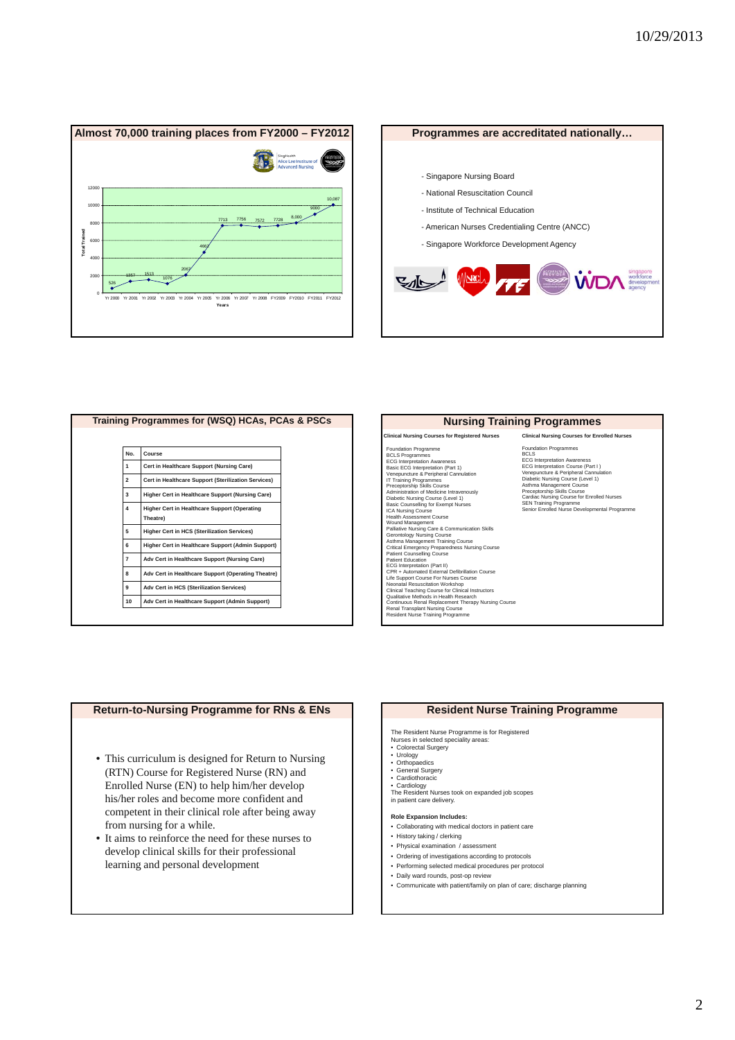## Almost 70,000 training places from FY2000 – FY2012

SingHealth Alice Lee Institute of Advanced Nursing

| Years | Total Trained |
|---|---|
| Yr 2000 | 526 |
| Yr 2001 | 1357 |
| Yr 2002 | 1513 |
| Yr 2003 | 1076 |
| Yr 2004 | 2067 |
| Yr 2005 | 4662 |
| Yr 2006 | 7713 |
| Yr 2007 | 7756 |
| Yr 2008 | 7572 |
| FY2009 | 7728 |
| FY2010 | 8,000 |
| FY2011 | 9000 |
| FY2012 | 10,087 |

## Programmes are accreditated nationally…

- Singapore Nursing Board
- National Resuscitation Council
- Institute of Technical Education
- American Nurses Credentialing Centre (ANCC)
- Singapore Workforce Development Agency

## Training Programmes for (WSQ) HCAs, PCAs & PSCs

| No. | Course |
|---|---|
| 1 | Cert in Healthcare Support (Nursing Care) |
| 2 | Cert in Healthcare Support (Sterilization Services) |
| 3 | Higher Cert in Healthcare Support (Nursing Care) |
| 4 | Higher Cert in Healthcare Support (Operating Theatre) |
| 5 | Higher Cert in HCS (Sterilization Services) |
| 6 | Higher Cert in Healthcare Support (Admin Support) |
| 7 | Adv Cert in Healthcare Support (Nursing Care) |
| 8 | Adv Cert in Healthcare Support (Operating Theatre) |
| 9 | Adv Cert in HCS (Sterilization Services) |
| 10 | Adv Cert in Healthcare Support (Admin Support) |

## Nursing Training Programmes

**Clinical Nursing Courses for Registered Nurses**

Foundation Programme
BCLS Programmes
ECG Interpretation Awareness
Basic ECG Interpretation (Part 1)
Venepuncture & Peripheral Cannulation
IT Training Programmes
Preceptorship Skills Course
Administration of Medicine Intravenously
Diabetic Nursing Course (Level 1)
Basic Counselling for Exempt Nurses
ICA Nursing Course
Health Assessment Course
Wound Management
Palliative Nursing Care & Communication Skills
Gerontology Nursing Course
Asthma Management Training Course
Critical Emergency Preparedness Nursing Course
Patient Counselling Course
Patient Education
ECG Interpretation (Part II)
CPR + Automated External Defibrillation Course
Life Support Course For Nurses Course
Neonatal Resuscitation Workshop
Clinical Teaching Course for Clinical Instructors
Qualitative Methods in Health Research
Continuous Renal Replacement Therapy Nursing Course
Renal Transplant Nursing Course
Resident Nurse Training Programme

**Clinical Nursing Courses for Enrolled Nurses**

Foundation Programmes
BCLS
ECG Interpretation Awareness
ECG Interpretation Course (Part I )
Venepuncture & Peripheral Cannulation
Diabetic Nursing Course (Level 1)
Asthma Management Course
Preceptorship Skills Course
Cardiac Nursing Course for Enrolled Nurses
SEN Training Programme
Senior Enrolled Nurse Developmental Programme

## Return-to-Nursing Programme for RNs & ENs

- This curriculum is designed for Return to Nursing (RTN) Course for Registered Nurse (RN) and Enrolled Nurse (EN) to help him/her develop his/her roles and become more confident and competent in their clinical role after being away from nursing for a while.
- It aims to reinforce the need for these nurses to develop clinical skills for their professional learning and personal development

## Resident Nurse Training Programme

The Resident Nurse Programme is for Registered Nurses in selected speciality areas:

- Colorectal Surgery
- Urology
- Orthopaedics
- General Surgery
- Cardiothoracic
- Cardiology

The Resident Nurses took on expanded job scopes in patient care delivery.

**Role Expansion Includes:**

- Collaborating with medical doctors in patient care
- History taking / clerking
- Physical examination / assessment
- Ordering of investigations according to protocols
- Performing selected medical procedures per protocol
- Daily ward rounds, post-op review
- Communicate with patient/family on plan of care; discharge planning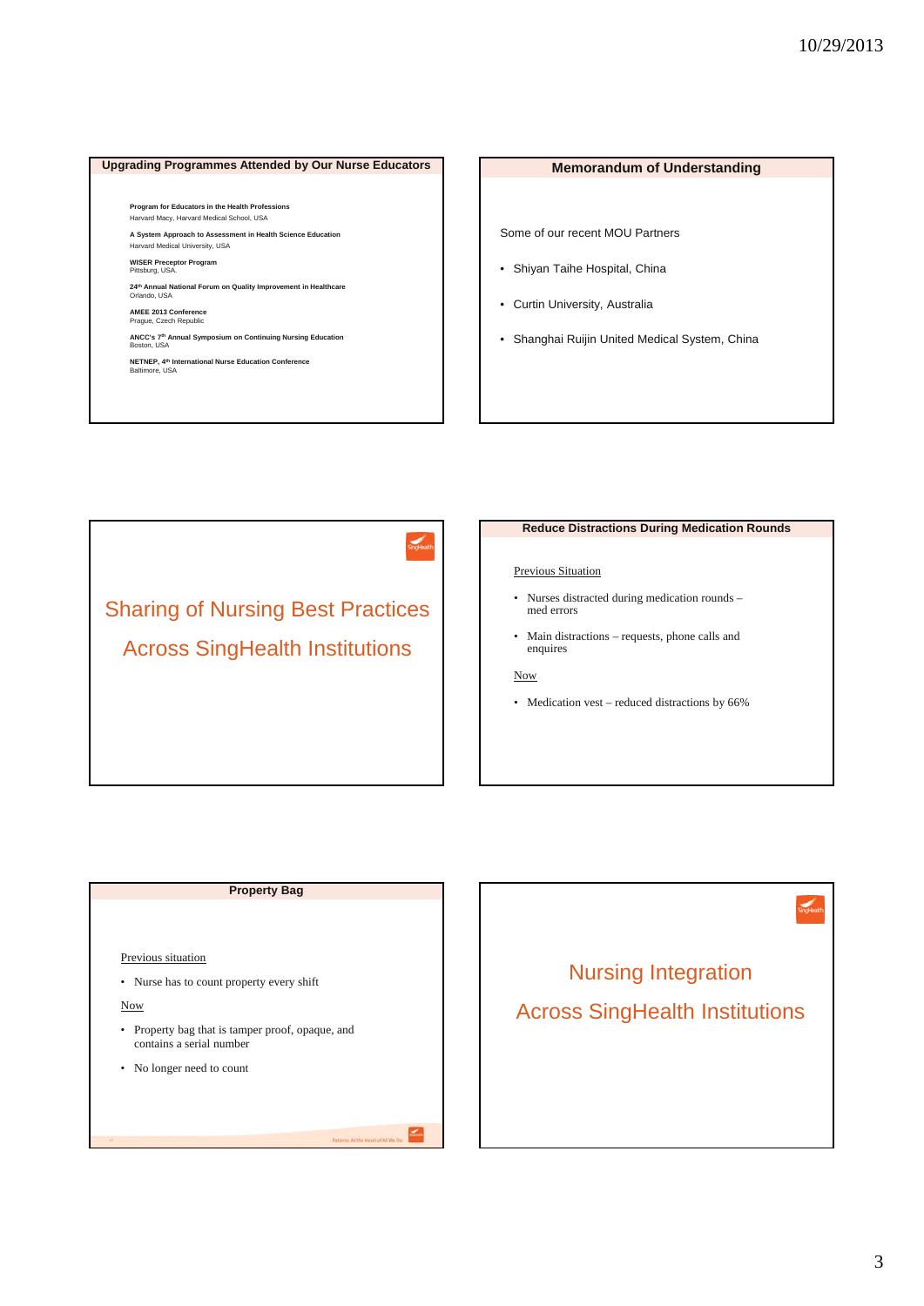## Upgrading Programmes Attended by Our Nurse Educators

**Program for Educators in the Health Professions**
Harvard Macy, Harvard Medical School, USA

**A System Approach to Assessment in Health Science Education**
Harvard Medical University, USA

**WISER Preceptor Program**
Pittsburg, USA.

**24th Annual National Forum on Quality Improvement in Healthcare**
Orlando, USA

**AMEE 2013 Conference**
Prague, Czech Republic

**ANCC's 7th Annual Symposium on Continuing Nursing Education**
Boston, USA

**NETNEP, 4th International Nurse Education Conference**
Baltimore, USA

## Memorandum of Understanding

Some of our recent MOU Partners

- Shiyan Taihe Hospital, China
- Curtin University, Australia
- Shanghai Ruijin United Medical System, China

# Sharing of Nursing Best Practices Across SingHealth Institutions

## Reduce Distractions During Medication Rounds

Previous Situation

- Nurses distracted during medication rounds – med errors
- Main distractions – requests, phone calls and enquires

Now

- Medication vest – reduced distractions by 66%

## Property Bag

Previous situation

- Nurse has to count property every shift

Now

- Property bag that is tamper proof, opaque, and contains a serial number
- No longer need to count

# Nursing Integration Across SingHealth Institutions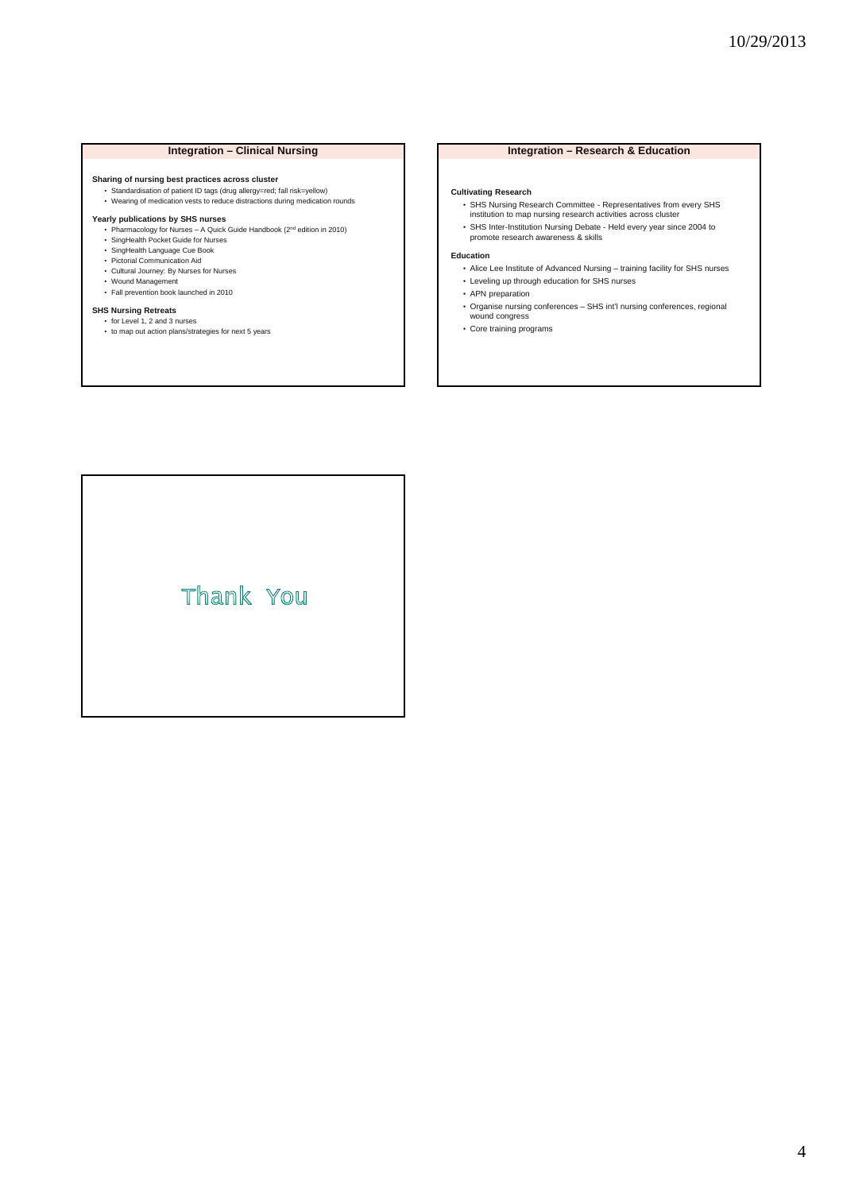## Integration – Clinical Nursing

**Sharing of nursing best practices across cluster**

- Standardisation of patient ID tags (drug allergy=red; fall risk=yellow)
- Wearing of medication vests to reduce distractions during medication rounds

**Yearly publications by SHS nurses**

- Pharmacology for Nurses – A Quick Guide Handbook (2nd edition in 2010)
- SingHealth Pocket Guide for Nurses
- SingHealth Language Cue Book
- Pictorial Communication Aid
- Cultural Journey: By Nurses for Nurses
- Wound Management
- Fall prevention book launched in 2010

**SHS Nursing Retreats**

- for Level 1, 2 and 3 nurses
- to map out action plans/strategies for next 5 years

## Integration – Research & Education

**Cultivating Research**

- SHS Nursing Research Committee - Representatives from every SHS institution to map nursing research activities across cluster
- SHS Inter-Institution Nursing Debate - Held every year since 2004 to promote research awareness & skills

**Education**

- Alice Lee Institute of Advanced Nursing – training facility for SHS nurses
- Leveling up through education for SHS nurses
- APN preparation
- Organise nursing conferences – SHS int'l nursing conferences, regional wound congress
- Core training programs

Thank You